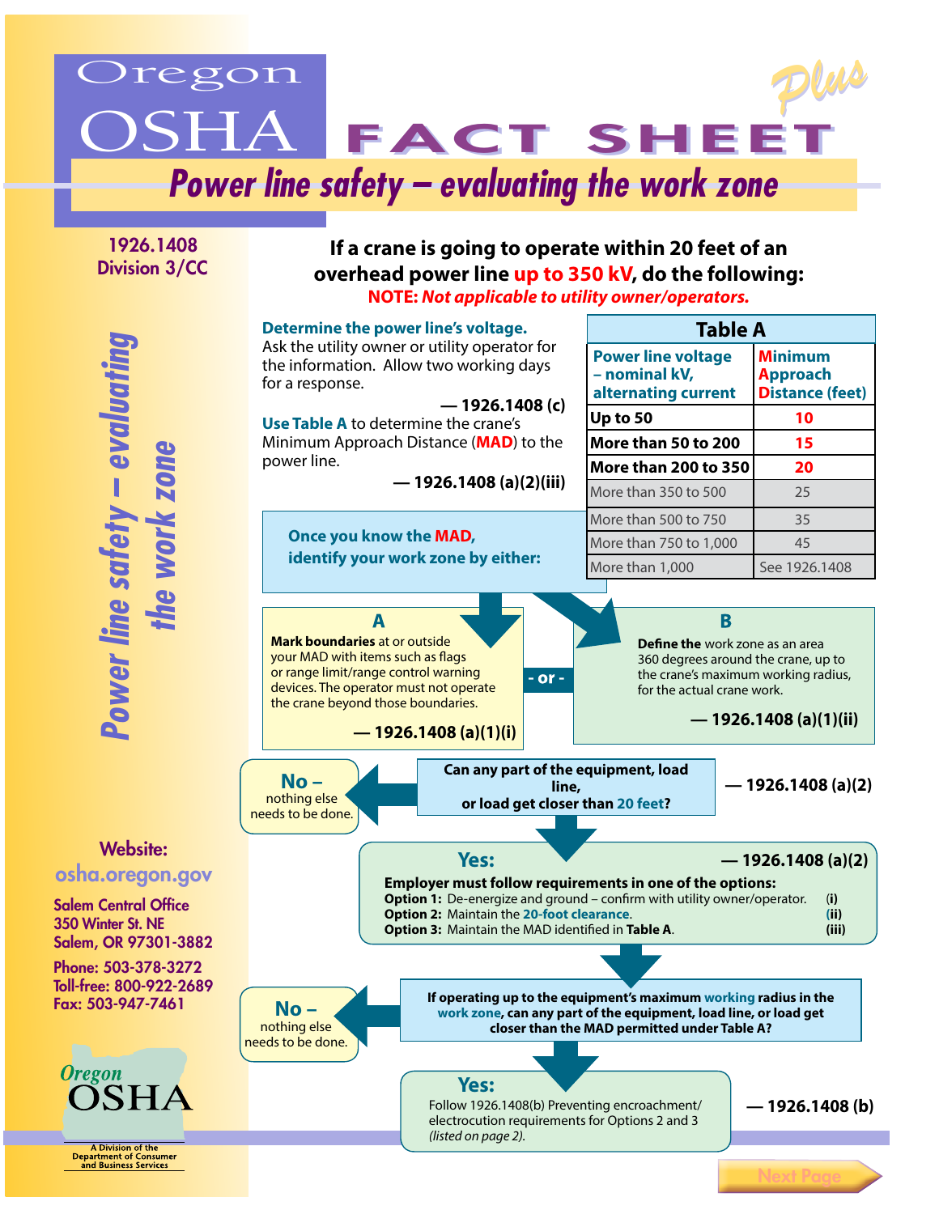# Oregon OSHA FACT SHEET Plus

## Power line safety – evaluating the work zone

**1926.1408**
**Division 3/CC**

### If a crane is going to operate within 20 feet of an overhead power line up to 350 kV, do the following:

**NOTE:** ***Not applicable to utility owner/operators.***

**Determine the power line's voltage.**
Ask the utility owner or utility operator for the information. Allow two working days for a response.

**— 1926.1408 (c)**

**Use Table A** to determine the crane's Minimum Approach Distance (**MAD**) to the power line.

**— 1926.1408 (a)(2)(iii)**

**Table A**

| Power line voltage – nominal kV, alternating current | Minimum Approach Distance (feet) |
|---|---|
| **Up to 50** | **10** |
| **More than 50 to 200** | **15** |
| **More than 200 to 350** | **20** |
| More than 350 to 500 | 25 |
| More than 500 to 750 | 35 |
| More than 750 to 1,000 | 45 |
| More than 1,000 | See 1926.1408 |

**Once you know the MAD, identify your work zone by either:**

**A**

**Mark boundaries** at or outside your MAD with items such as flags or range limit/range control warning devices. The operator must not operate the crane beyond those boundaries.

**— 1926.1408 (a)(1)(i)**

**- or -**

**B**

**Define the** work zone as an area 360 degrees around the crane, up to the crane's maximum working radius, for the actual crane work.

**— 1926.1408 (a)(1)(ii)**

**Can any part of the equipment, load line, or load get closer than 20 feet?** **— 1926.1408 (a)(2)**

**No –** nothing else needs to be done.

**Yes:** **— 1926.1408 (a)(2)**

**Employer must follow requirements in one of the options:**

- **Option 1:** De-energize and ground – confirm with utility owner/operator. **(i)**
- **Option 2:** Maintain the **20-foot clearance**. **(ii)**
- **Option 3:** Maintain the MAD identified in **Table A**. **(iii)**

**If operating up to the equipment's maximum working radius in the work zone, can any part of the equipment, load line, or load get closer than the MAD permitted under Table A?**

**No –** nothing else needs to be done.

**Yes:** Follow 1926.1408(b) Preventing encroachment/electrocution requirements for Options 2 and 3 *(listed on page 2).* **— 1926.1408 (b)**

**Website:**
osha.oregon.gov

**Salem Central Office**
350 Winter St. NE
Salem, OR 97301-3882

**Phone:** 503-378-3272
**Toll-free:** 800-922-2689
**Fax:** 503-947-7461

Oregon OSHA
A Division of the Department of Consumer and Business Services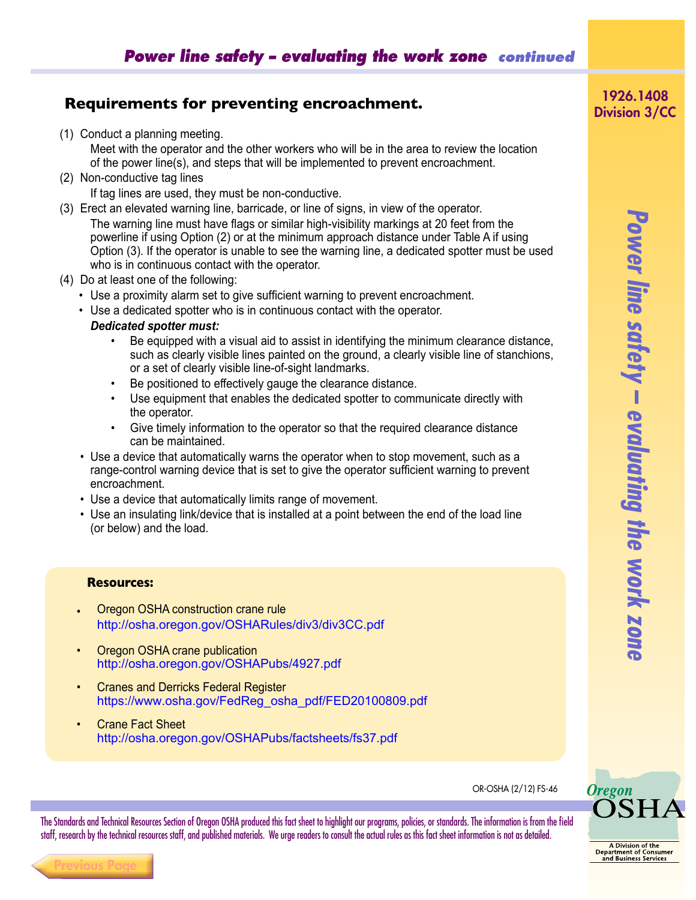## Requirements for preventing encroachment.

(1) Conduct a planning meeting.
   Meet with the operator and the other workers who will be in the area to review the location of the power line(s), and steps that will be implemented to prevent encroachment.

(2) Non-conductive tag lines
   If tag lines are used, they must be non-conductive.

(3) Erect an elevated warning line, barricade, or line of signs, in view of the operator.
   The warning line must have flags or similar high-visibility markings at 20 feet from the powerline if using Option (2) or at the minimum approach distance under Table A if using Option (3). If the operator is unable to see the warning line, a dedicated spotter must be used who is in continuous contact with the operator.

(4) Do at least one of the following:
- Use a proximity alarm set to give sufficient warning to prevent encroachment.
- Use a dedicated spotter who is in continuous contact with the operator.

  ***Dedicated spotter must:***
  - Be equipped with a visual aid to assist in identifying the minimum clearance distance, such as clearly visible lines painted on the ground, a clearly visible line of stanchions, or a set of clearly visible line-of-sight landmarks.
  - Be positioned to effectively gauge the clearance distance.
  - Use equipment that enables the dedicated spotter to communicate directly with the operator.
  - Give timely information to the operator so that the required clearance distance can be maintained.
- Use a device that automatically warns the operator when to stop movement, such as a range-control warning device that is set to give the operator sufficient warning to prevent encroachment.
- Use a device that automatically limits range of movement.
- Use an insulating link/device that is installed at a point between the end of the load line (or below) and the load.

**Resources:**

- Oregon OSHA construction crane rule
  http://osha.oregon.gov/OSHARules/div3/div3CC.pdf
- Oregon OSHA crane publication
  http://osha.oregon.gov/OSHAPubs/4927.pdf
- Cranes and Derricks Federal Register
  https://www.osha.gov/FedReg_osha_pdf/FED20100809.pdf
- Crane Fact Sheet
  http://osha.oregon.gov/OSHAPubs/factsheets/fs37.pdf

OR-OSHA (2/12) FS-46

The Standards and Technical Resources Section of Oregon OSHA produced this fact sheet to highlight our programs, policies, or standards. The information is from the field staff, research by the technical resources staff, and published materials. We urge readers to consult the actual rules as this fact sheet information is not as detailed.